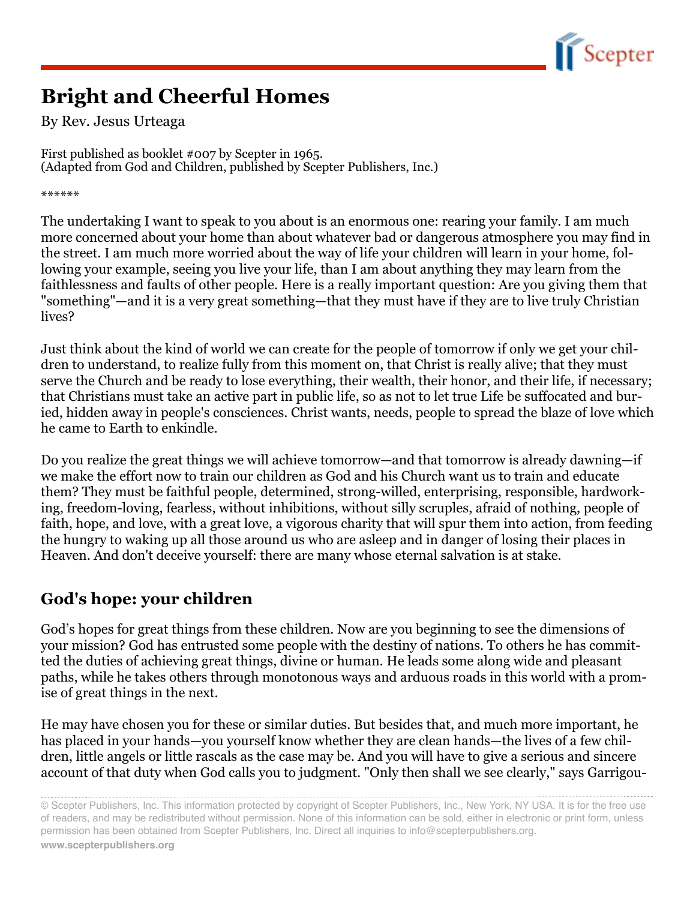# Bright and Cheerful Homes

By Rev. Jesus Urteaga

First published as booklet #007 by Scepter in 1965.
(Adapted from God and Children, published by Scepter Publishers, Inc.)

******

The undertaking I want to speak to you about is an enormous one: rearing your family. I am much more concerned about your home than about whatever bad or dangerous atmosphere you may find in the street. I am much more worried about the way of life your children will learn in your home, following your example, seeing you live your life, than I am about anything they may learn from the faithlessness and faults of other people. Here is a really important question: Are you giving them that "something"—and it is a very great something—that they must have if they are to live truly Christian lives?

Just think about the kind of world we can create for the people of tomorrow if only we get your children to understand, to realize fully from this moment on, that Christ is really alive; that they must serve the Church and be ready to lose everything, their wealth, their honor, and their life, if necessary; that Christians must take an active part in public life, so as not to let true Life be suffocated and buried, hidden away in people's consciences. Christ wants, needs, people to spread the blaze of love which he came to Earth to enkindle.

Do you realize the great things we will achieve tomorrow—and that tomorrow is already dawning—if we make the effort now to train our children as God and his Church want us to train and educate them? They must be faithful people, determined, strong-willed, enterprising, responsible, hardworking, freedom-loving, fearless, without inhibitions, without silly scruples, afraid of nothing, people of faith, hope, and love, with a great love, a vigorous charity that will spur them into action, from feeding the hungry to waking up all those around us who are asleep and in danger of losing their places in Heaven. And don't deceive yourself: there are many whose eternal salvation is at stake.

## God's hope: your children

God's hopes for great things from these children. Now are you beginning to see the dimensions of your mission? God has entrusted some people with the destiny of nations. To others he has committed the duties of achieving great things, divine or human. He leads some along wide and pleasant paths, while he takes others through monotonous ways and arduous roads in this world with a promise of great things in the next.

He may have chosen you for these or similar duties. But besides that, and much more important, he has placed in your hands—you yourself know whether they are clean hands—the lives of a few children, little angels or little rascals as the case may be. And you will have to give a serious and sincere account of that duty when God calls you to judgment. "Only then shall we see clearly," says Garrigou-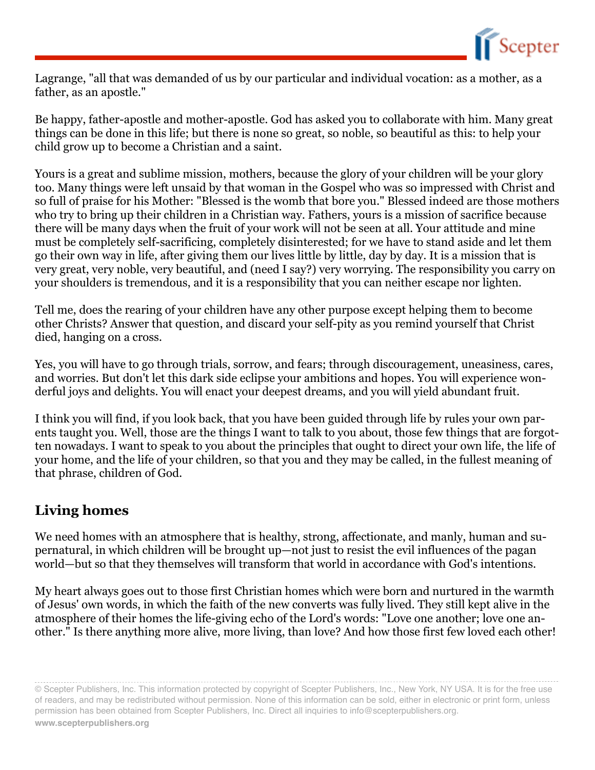Lagrange, "all that was demanded of us by our particular and individual vocation: as a mother, as a father, as an apostle."

Be happy, father-apostle and mother-apostle. God has asked you to collaborate with him. Many great things can be done in this life; but there is none so great, so noble, so beautiful as this: to help your child grow up to become a Christian and a saint.

Yours is a great and sublime mission, mothers, because the glory of your children will be your glory too. Many things were left unsaid by that woman in the Gospel who was so impressed with Christ and so full of praise for his Mother: "Blessed is the womb that bore you." Blessed indeed are those mothers who try to bring up their children in a Christian way. Fathers, yours is a mission of sacrifice because there will be many days when the fruit of your work will not be seen at all. Your attitude and mine must be completely self-sacrificing, completely disinterested; for we have to stand aside and let them go their own way in life, after giving them our lives little by little, day by day. It is a mission that is very great, very noble, very beautiful, and (need I say?) very worrying. The responsibility you carry on your shoulders is tremendous, and it is a responsibility that you can neither escape nor lighten.

Tell me, does the rearing of your children have any other purpose except helping them to become other Christs? Answer that question, and discard your self-pity as you remind yourself that Christ died, hanging on a cross.

Yes, you will have to go through trials, sorrow, and fears; through discouragement, uneasiness, cares, and worries. But don't let this dark side eclipse your ambitions and hopes. You will experience wonderful joys and delights. You will enact your deepest dreams, and you will yield abundant fruit.

I think you will find, if you look back, that you have been guided through life by rules your own parents taught you. Well, those are the things I want to talk to you about, those few things that are forgotten nowadays. I want to speak to you about the principles that ought to direct your own life, the life of your home, and the life of your children, so that you and they may be called, in the fullest meaning of that phrase, children of God.

## Living homes

We need homes with an atmosphere that is healthy, strong, affectionate, and manly, human and supernatural, in which children will be brought up—not just to resist the evil influences of the pagan world—but so that they themselves will transform that world in accordance with God's intentions.

My heart always goes out to those first Christian homes which were born and nurtured in the warmth of Jesus' own words, in which the faith of the new converts was fully lived. They still kept alive in the atmosphere of their homes the life-giving echo of the Lord's words: "Love one another; love one another." Is there anything more alive, more living, than love? And how those first few loved each other!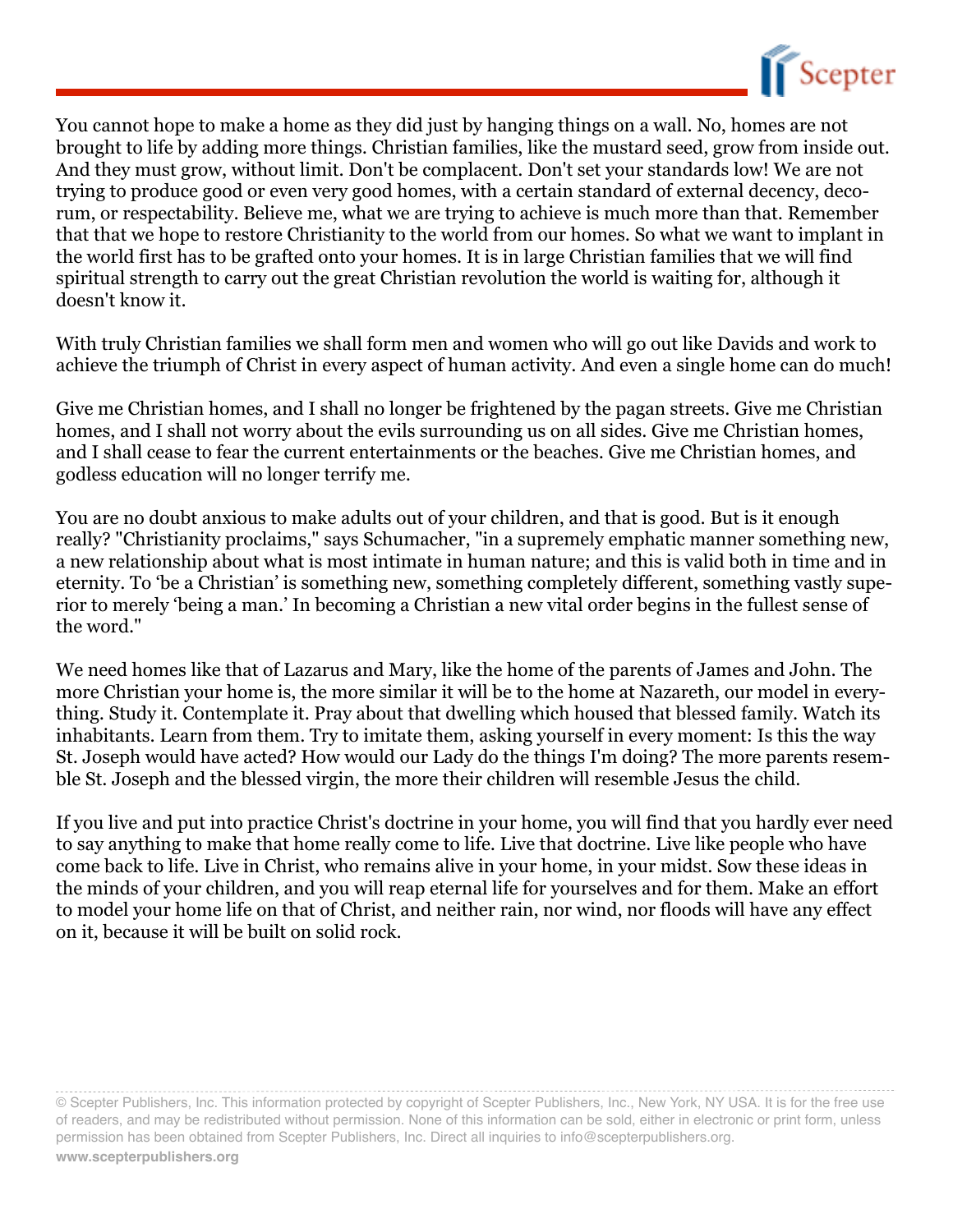You cannot hope to make a home as they did just by hanging things on a wall. No, homes are not brought to life by adding more things. Christian families, like the mustard seed, grow from inside out. And they must grow, without limit. Don't be complacent. Don't set your standards low! We are not trying to produce good or even very good homes, with a certain standard of external decency, decorum, or respectability. Believe me, what we are trying to achieve is much more than that. Remember that that we hope to restore Christianity to the world from our homes. So what we want to implant in the world first has to be grafted onto your homes. It is in large Christian families that we will find spiritual strength to carry out the great Christian revolution the world is waiting for, although it doesn't know it.

With truly Christian families we shall form men and women who will go out like Davids and work to achieve the triumph of Christ in every aspect of human activity. And even a single home can do much!

Give me Christian homes, and I shall no longer be frightened by the pagan streets. Give me Christian homes, and I shall not worry about the evils surrounding us on all sides. Give me Christian homes, and I shall cease to fear the current entertainments or the beaches. Give me Christian homes, and godless education will no longer terrify me.

You are no doubt anxious to make adults out of your children, and that is good. But is it enough really? "Christianity proclaims," says Schumacher, "in a supremely emphatic manner something new, a new relationship about what is most intimate in human nature; and this is valid both in time and in eternity. To 'be a Christian' is something new, something completely different, something vastly superior to merely 'being a man.' In becoming a Christian a new vital order begins in the fullest sense of the word."

We need homes like that of Lazarus and Mary, like the home of the parents of James and John. The more Christian your home is, the more similar it will be to the home at Nazareth, our model in everything. Study it. Contemplate it. Pray about that dwelling which housed that blessed family. Watch its inhabitants. Learn from them. Try to imitate them, asking yourself in every moment: Is this the way St. Joseph would have acted? How would our Lady do the things I'm doing? The more parents resemble St. Joseph and the blessed virgin, the more their children will resemble Jesus the child.

If you live and put into practice Christ's doctrine in your home, you will find that you hardly ever need to say anything to make that home really come to life. Live that doctrine. Live like people who have come back to life. Live in Christ, who remains alive in your home, in your midst. Sow these ideas in the minds of your children, and you will reap eternal life for yourselves and for them. Make an effort to model your home life on that of Christ, and neither rain, nor wind, nor floods will have any effect on it, because it will be built on solid rock.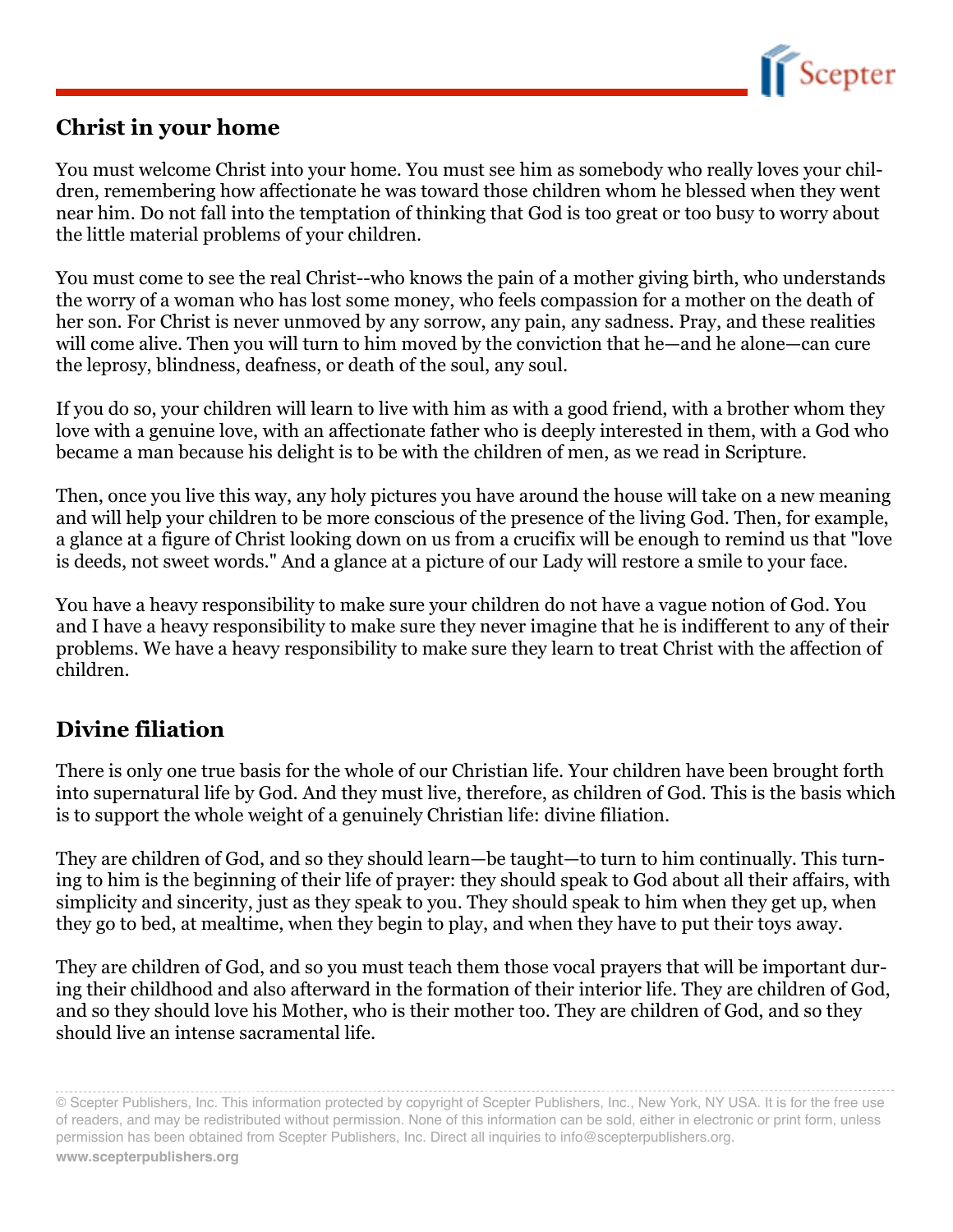## Christ in your home

You must welcome Christ into your home. You must see him as somebody who really loves your children, remembering how affectionate he was toward those children whom he blessed when they went near him. Do not fall into the temptation of thinking that God is too great or too busy to worry about the little material problems of your children.

You must come to see the real Christ--who knows the pain of a mother giving birth, who understands the worry of a woman who has lost some money, who feels compassion for a mother on the death of her son. For Christ is never unmoved by any sorrow, any pain, any sadness. Pray, and these realities will come alive. Then you will turn to him moved by the conviction that he—and he alone—can cure the leprosy, blindness, deafness, or death of the soul, any soul.

If you do so, your children will learn to live with him as with a good friend, with a brother whom they love with a genuine love, with an affectionate father who is deeply interested in them, with a God who became a man because his delight is to be with the children of men, as we read in Scripture.

Then, once you live this way, any holy pictures you have around the house will take on a new meaning and will help your children to be more conscious of the presence of the living God. Then, for example, a glance at a figure of Christ looking down on us from a crucifix will be enough to remind us that "love is deeds, not sweet words." And a glance at a picture of our Lady will restore a smile to your face.

You have a heavy responsibility to make sure your children do not have a vague notion of God. You and I have a heavy responsibility to make sure they never imagine that he is indifferent to any of their problems. We have a heavy responsibility to make sure they learn to treat Christ with the affection of children.

## Divine filiation

There is only one true basis for the whole of our Christian life. Your children have been brought forth into supernatural life by God. And they must live, therefore, as children of God. This is the basis which is to support the whole weight of a genuinely Christian life: divine filiation.

They are children of God, and so they should learn—be taught—to turn to him continually. This turning to him is the beginning of their life of prayer: they should speak to God about all their affairs, with simplicity and sincerity, just as they speak to you. They should speak to him when they get up, when they go to bed, at mealtime, when they begin to play, and when they have to put their toys away.

They are children of God, and so you must teach them those vocal prayers that will be important during their childhood and also afterward in the formation of their interior life. They are children of God, and so they should love his Mother, who is their mother too. They are children of God, and so they should live an intense sacramental life.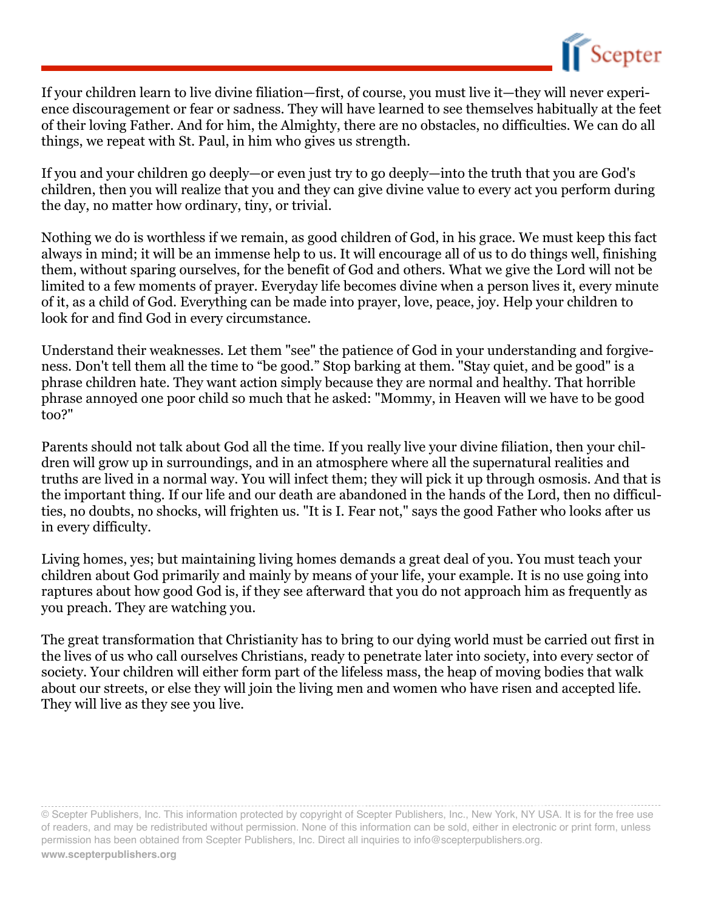If your children learn to live divine filiation—first, of course, you must live it—they will never experience discouragement or fear or sadness. They will have learned to see themselves habitually at the feet of their loving Father. And for him, the Almighty, there are no obstacles, no difficulties. We can do all things, we repeat with St. Paul, in him who gives us strength.

If you and your children go deeply—or even just try to go deeply—into the truth that you are God's children, then you will realize that you and they can give divine value to every act you perform during the day, no matter how ordinary, tiny, or trivial.

Nothing we do is worthless if we remain, as good children of God, in his grace. We must keep this fact always in mind; it will be an immense help to us. It will encourage all of us to do things well, finishing them, without sparing ourselves, for the benefit of God and others. What we give the Lord will not be limited to a few moments of prayer. Everyday life becomes divine when a person lives it, every minute of it, as a child of God. Everything can be made into prayer, love, peace, joy. Help your children to look for and find God in every circumstance.

Understand their weaknesses. Let them "see" the patience of God in your understanding and forgiveness. Don't tell them all the time to "be good." Stop barking at them. "Stay quiet, and be good" is a phrase children hate. They want action simply because they are normal and healthy. That horrible phrase annoyed one poor child so much that he asked: "Mommy, in Heaven will we have to be good too?"

Parents should not talk about God all the time. If you really live your divine filiation, then your children will grow up in surroundings, and in an atmosphere where all the supernatural realities and truths are lived in a normal way. You will infect them; they will pick it up through osmosis. And that is the important thing. If our life and our death are abandoned in the hands of the Lord, then no difficulties, no doubts, no shocks, will frighten us. "It is I. Fear not," says the good Father who looks after us in every difficulty.

Living homes, yes; but maintaining living homes demands a great deal of you. You must teach your children about God primarily and mainly by means of your life, your example. It is no use going into raptures about how good God is, if they see afterward that you do not approach him as frequently as you preach. They are watching you.

The great transformation that Christianity has to bring to our dying world must be carried out first in the lives of us who call ourselves Christians, ready to penetrate later into society, into every sector of society. Your children will either form part of the lifeless mass, the heap of moving bodies that walk about our streets, or else they will join the living men and women who have risen and accepted life. They will live as they see you live.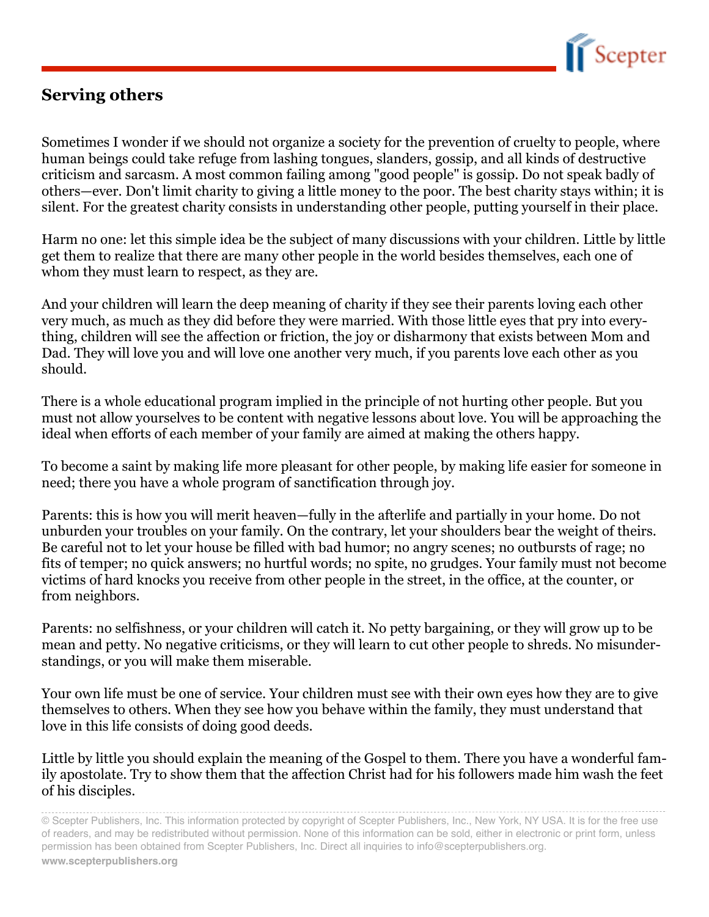## Serving others

Sometimes I wonder if we should not organize a society for the prevention of cruelty to people, where human beings could take refuge from lashing tongues, slanders, gossip, and all kinds of destructive criticism and sarcasm. A most common failing among "good people" is gossip. Do not speak badly of others—ever. Don't limit charity to giving a little money to the poor. The best charity stays within; it is silent. For the greatest charity consists in understanding other people, putting yourself in their place.

Harm no one: let this simple idea be the subject of many discussions with your children. Little by little get them to realize that there are many other people in the world besides themselves, each one of whom they must learn to respect, as they are.

And your children will learn the deep meaning of charity if they see their parents loving each other very much, as much as they did before they were married. With those little eyes that pry into everything, children will see the affection or friction, the joy or disharmony that exists between Mom and Dad. They will love you and will love one another very much, if you parents love each other as you should.

There is a whole educational program implied in the principle of not hurting other people. But you must not allow yourselves to be content with negative lessons about love. You will be approaching the ideal when efforts of each member of your family are aimed at making the others happy.

To become a saint by making life more pleasant for other people, by making life easier for someone in need; there you have a whole program of sanctification through joy.

Parents: this is how you will merit heaven—fully in the afterlife and partially in your home. Do not unburden your troubles on your family. On the contrary, let your shoulders bear the weight of theirs. Be careful not to let your house be filled with bad humor; no angry scenes; no outbursts of rage; no fits of temper; no quick answers; no hurtful words; no spite, no grudges. Your family must not become victims of hard knocks you receive from other people in the street, in the office, at the counter, or from neighbors.

Parents: no selfishness, or your children will catch it. No petty bargaining, or they will grow up to be mean and petty. No negative criticisms, or they will learn to cut other people to shreds. No misunderstandings, or you will make them miserable.

Your own life must be one of service. Your children must see with their own eyes how they are to give themselves to others. When they see how you behave within the family, they must understand that love in this life consists of doing good deeds.

Little by little you should explain the meaning of the Gospel to them. There you have a wonderful family apostolate. Try to show them that the affection Christ had for his followers made him wash the feet of his disciples.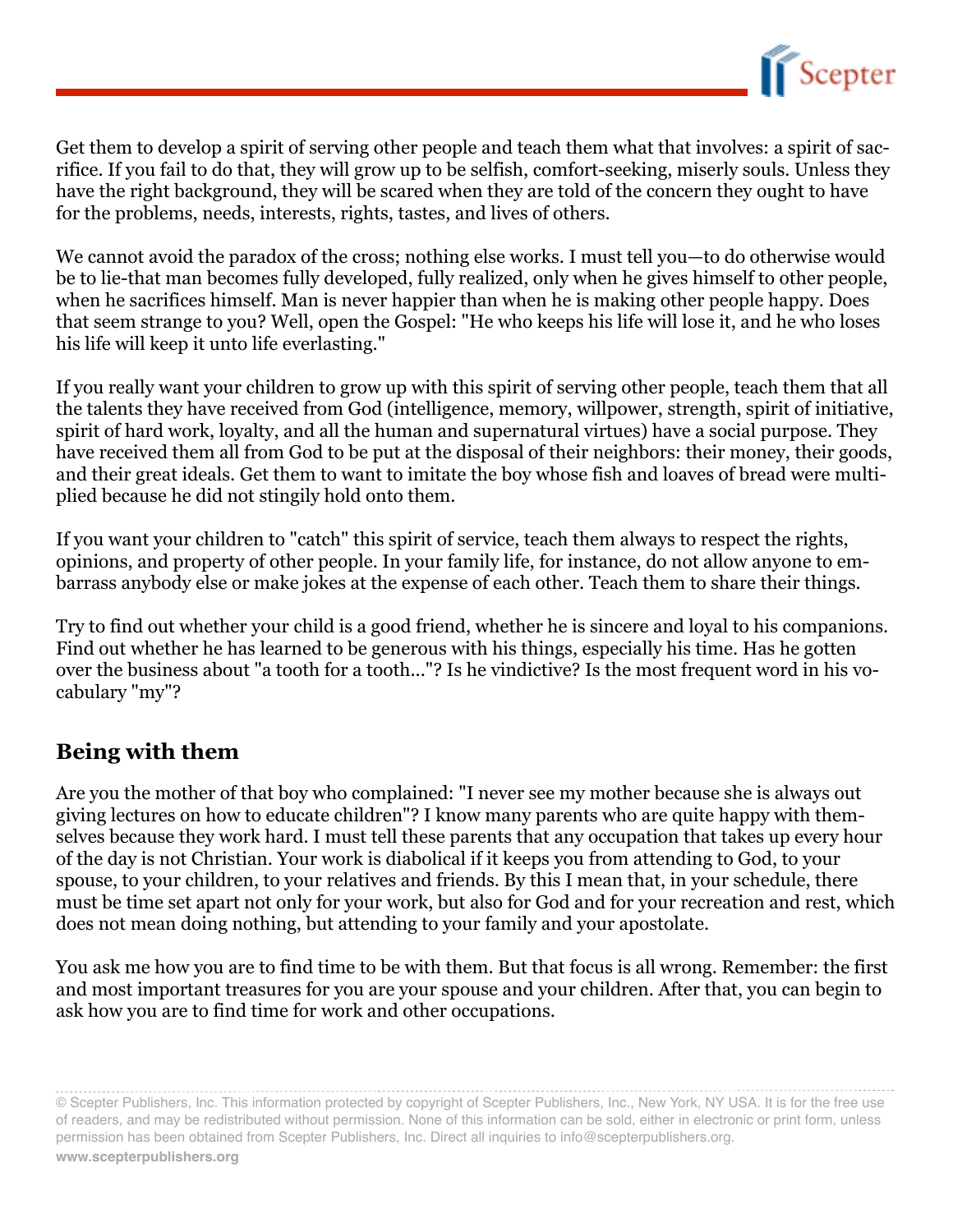Get them to develop a spirit of serving other people and teach them what that involves: a spirit of sacrifice. If you fail to do that, they will grow up to be selfish, comfort-seeking, miserly souls. Unless they have the right background, they will be scared when they are told of the concern they ought to have for the problems, needs, interests, rights, tastes, and lives of others.

We cannot avoid the paradox of the cross; nothing else works. I must tell you—to do otherwise would be to lie-that man becomes fully developed, fully realized, only when he gives himself to other people, when he sacrifices himself. Man is never happier than when he is making other people happy. Does that seem strange to you? Well, open the Gospel: "He who keeps his life will lose it, and he who loses his life will keep it unto life everlasting."

If you really want your children to grow up with this spirit of serving other people, teach them that all the talents they have received from God (intelligence, memory, willpower, strength, spirit of initiative, spirit of hard work, loyalty, and all the human and supernatural virtues) have a social purpose. They have received them all from God to be put at the disposal of their neighbors: their money, their goods, and their great ideals. Get them to want to imitate the boy whose fish and loaves of bread were multiplied because he did not stingily hold onto them.

If you want your children to "catch" this spirit of service, teach them always to respect the rights, opinions, and property of other people. In your family life, for instance, do not allow anyone to embarrass anybody else or make jokes at the expense of each other. Teach them to share their things.

Try to find out whether your child is a good friend, whether he is sincere and loyal to his companions. Find out whether he has learned to be generous with his things, especially his time. Has he gotten over the business about "a tooth for a tooth..."? Is he vindictive? Is the most frequent word in his vocabulary "my"?

## Being with them

Are you the mother of that boy who complained: "I never see my mother because she is always out giving lectures on how to educate children"? I know many parents who are quite happy with themselves because they work hard. I must tell these parents that any occupation that takes up every hour of the day is not Christian. Your work is diabolical if it keeps you from attending to God, to your spouse, to your children, to your relatives and friends. By this I mean that, in your schedule, there must be time set apart not only for your work, but also for God and for your recreation and rest, which does not mean doing nothing, but attending to your family and your apostolate.

You ask me how you are to find time to be with them. But that focus is all wrong. Remember: the first and most important treasures for you are your spouse and your children. After that, you can begin to ask how you are to find time for work and other occupations.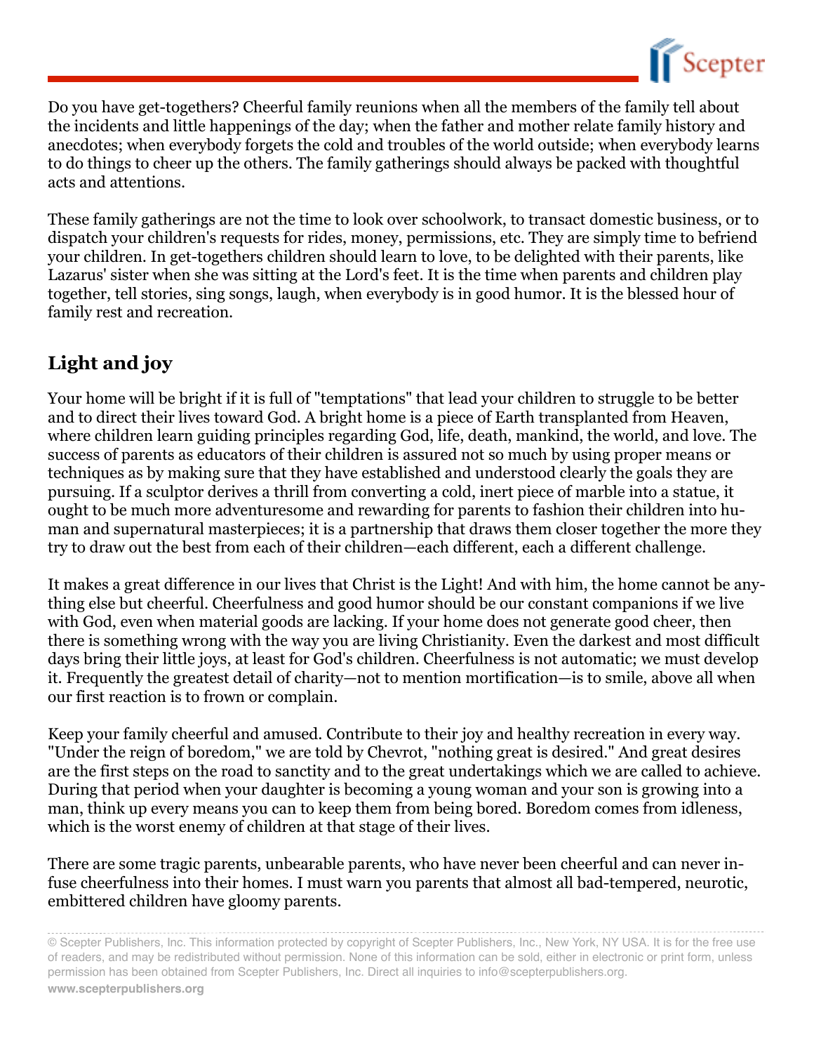Do you have get-togethers? Cheerful family reunions when all the members of the family tell about the incidents and little happenings of the day; when the father and mother relate family history and anecdotes; when everybody forgets the cold and troubles of the world outside; when everybody learns to do things to cheer up the others. The family gatherings should always be packed with thoughtful acts and attentions.

These family gatherings are not the time to look over schoolwork, to transact domestic business, or to dispatch your children's requests for rides, money, permissions, etc. They are simply time to befriend your children. In get-togethers children should learn to love, to be delighted with their parents, like Lazarus' sister when she was sitting at the Lord's feet. It is the time when parents and children play together, tell stories, sing songs, laugh, when everybody is in good humor. It is the blessed hour of family rest and recreation.

## Light and joy

Your home will be bright if it is full of "temptations" that lead your children to struggle to be better and to direct their lives toward God. A bright home is a piece of Earth transplanted from Heaven, where children learn guiding principles regarding God, life, death, mankind, the world, and love. The success of parents as educators of their children is assured not so much by using proper means or techniques as by making sure that they have established and understood clearly the goals they are pursuing. If a sculptor derives a thrill from converting a cold, inert piece of marble into a statue, it ought to be much more adventuresome and rewarding for parents to fashion their children into human and supernatural masterpieces; it is a partnership that draws them closer together the more they try to draw out the best from each of their children—each different, each a different challenge.

It makes a great difference in our lives that Christ is the Light! And with him, the home cannot be anything else but cheerful. Cheerfulness and good humor should be our constant companions if we live with God, even when material goods are lacking. If your home does not generate good cheer, then there is something wrong with the way you are living Christianity. Even the darkest and most difficult days bring their little joys, at least for God's children. Cheerfulness is not automatic; we must develop it. Frequently the greatest detail of charity—not to mention mortification—is to smile, above all when our first reaction is to frown or complain.

Keep your family cheerful and amused. Contribute to their joy and healthy recreation in every way. "Under the reign of boredom," we are told by Chevrot, "nothing great is desired." And great desires are the first steps on the road to sanctity and to the great undertakings which we are called to achieve. During that period when your daughter is becoming a young woman and your son is growing into a man, think up every means you can to keep them from being bored. Boredom comes from idleness, which is the worst enemy of children at that stage of their lives.

There are some tragic parents, unbearable parents, who have never been cheerful and can never infuse cheerfulness into their homes. I must warn you parents that almost all bad-tempered, neurotic, embittered children have gloomy parents.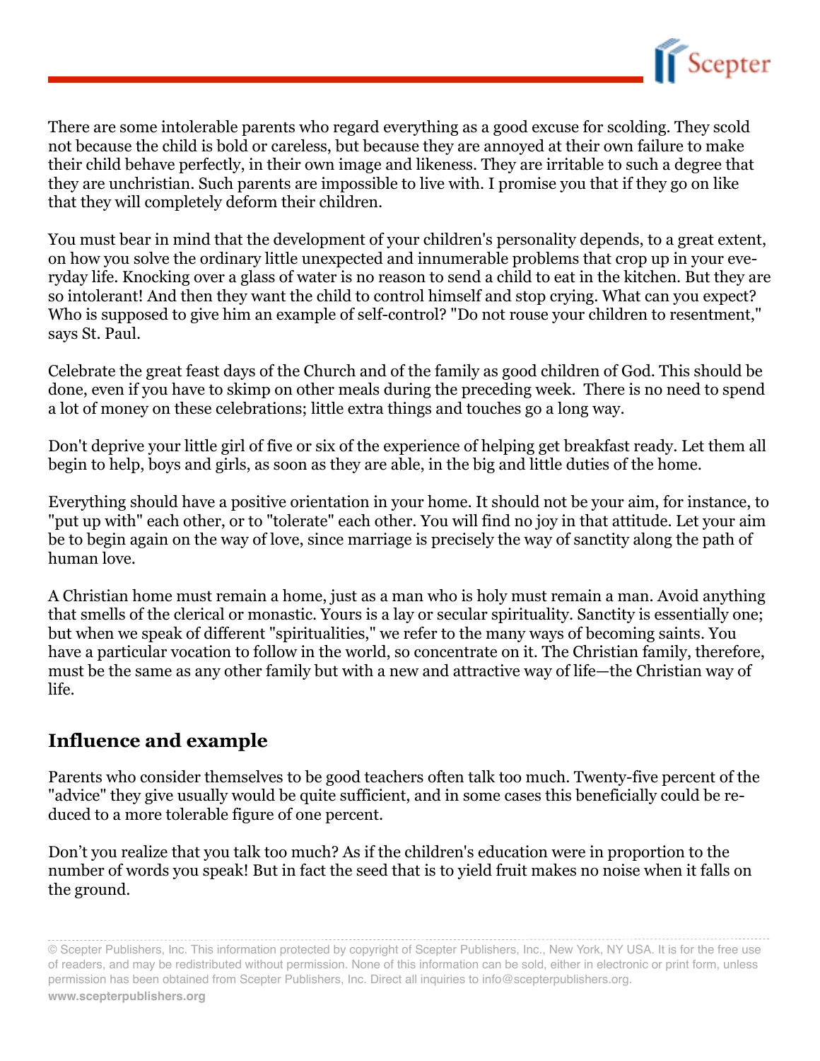There are some intolerable parents who regard everything as a good excuse for scolding. They scold not because the child is bold or careless, but because they are annoyed at their own failure to make their child behave perfectly, in their own image and likeness. They are irritable to such a degree that they are unchristian. Such parents are impossible to live with. I promise you that if they go on like that they will completely deform their children.

You must bear in mind that the development of your children's personality depends, to a great extent, on how you solve the ordinary little unexpected and innumerable problems that crop up in your everyday life. Knocking over a glass of water is no reason to send a child to eat in the kitchen. But they are so intolerant! And then they want the child to control himself and stop crying. What can you expect? Who is supposed to give him an example of self-control? "Do not rouse your children to resentment," says St. Paul.

Celebrate the great feast days of the Church and of the family as good children of God. This should be done, even if you have to skimp on other meals during the preceding week. There is no need to spend a lot of money on these celebrations; little extra things and touches go a long way.

Don't deprive your little girl of five or six of the experience of helping get breakfast ready. Let them all begin to help, boys and girls, as soon as they are able, in the big and little duties of the home.

Everything should have a positive orientation in your home. It should not be your aim, for instance, to "put up with" each other, or to "tolerate" each other. You will find no joy in that attitude. Let your aim be to begin again on the way of love, since marriage is precisely the way of sanctity along the path of human love.

A Christian home must remain a home, just as a man who is holy must remain a man. Avoid anything that smells of the clerical or monastic. Yours is a lay or secular spirituality. Sanctity is essentially one; but when we speak of different "spiritualities," we refer to the many ways of becoming saints. You have a particular vocation to follow in the world, so concentrate on it. The Christian family, therefore, must be the same as any other family but with a new and attractive way of life—the Christian way of life.

## Influence and example

Parents who consider themselves to be good teachers often talk too much. Twenty-five percent of the "advice" they give usually would be quite sufficient, and in some cases this beneficially could be reduced to a more tolerable figure of one percent.

Don't you realize that you talk too much? As if the children's education were in proportion to the number of words you speak! But in fact the seed that is to yield fruit makes no noise when it falls on the ground.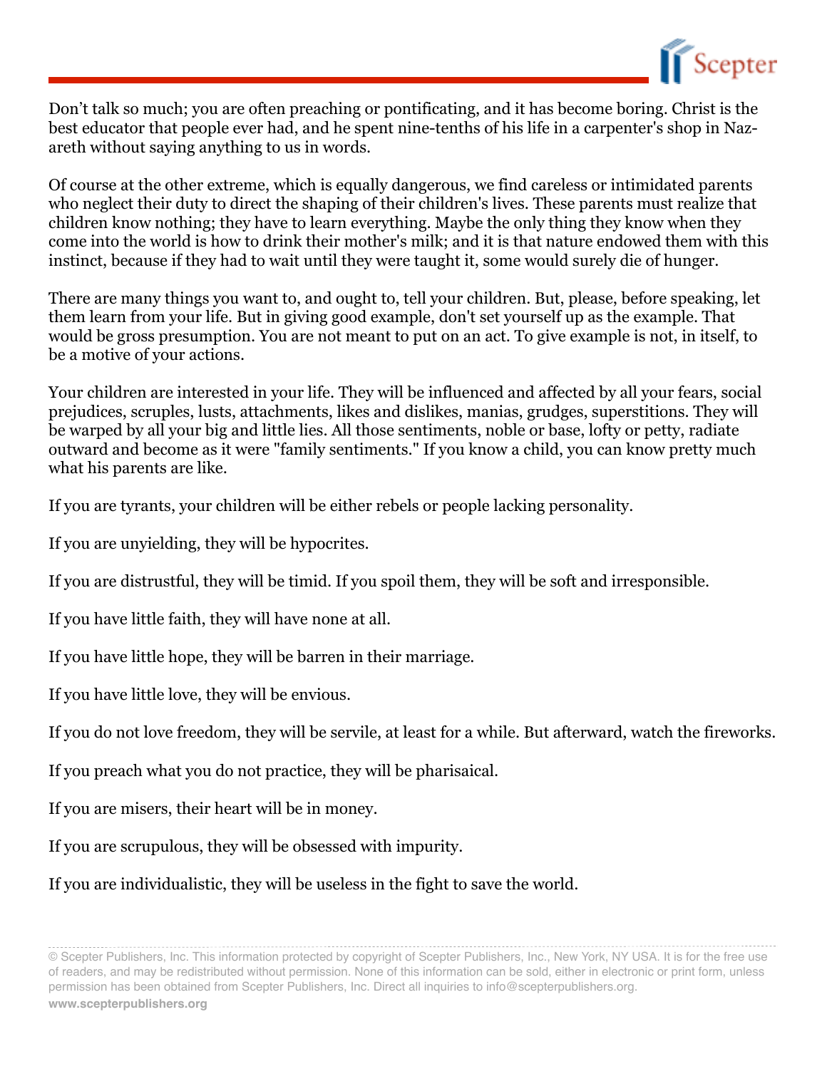Don't talk so much; you are often preaching or pontificating, and it has become boring. Christ is the best educator that people ever had, and he spent nine-tenths of his life in a carpenter's shop in Nazareth without saying anything to us in words.

Of course at the other extreme, which is equally dangerous, we find careless or intimidated parents who neglect their duty to direct the shaping of their children's lives. These parents must realize that children know nothing; they have to learn everything. Maybe the only thing they know when they come into the world is how to drink their mother's milk; and it is that nature endowed them with this instinct, because if they had to wait until they were taught it, some would surely die of hunger.

There are many things you want to, and ought to, tell your children. But, please, before speaking, let them learn from your life. But in giving good example, don't set yourself up as the example. That would be gross presumption. You are not meant to put on an act. To give example is not, in itself, to be a motive of your actions.

Your children are interested in your life. They will be influenced and affected by all your fears, social prejudices, scruples, lusts, attachments, likes and dislikes, manias, grudges, superstitions. They will be warped by all your big and little lies. All those sentiments, noble or base, lofty or petty, radiate outward and become as it were "family sentiments." If you know a child, you can know pretty much what his parents are like.

If you are tyrants, your children will be either rebels or people lacking personality.

If you are unyielding, they will be hypocrites.

If you are distrustful, they will be timid. If you spoil them, they will be soft and irresponsible.

If you have little faith, they will have none at all.

If you have little hope, they will be barren in their marriage.

If you have little love, they will be envious.

If you do not love freedom, they will be servile, at least for a while. But afterward, watch the fireworks.

If you preach what you do not practice, they will be pharisaical.

If you are misers, their heart will be in money.

If you are scrupulous, they will be obsessed with impurity.

If you are individualistic, they will be useless in the fight to save the world.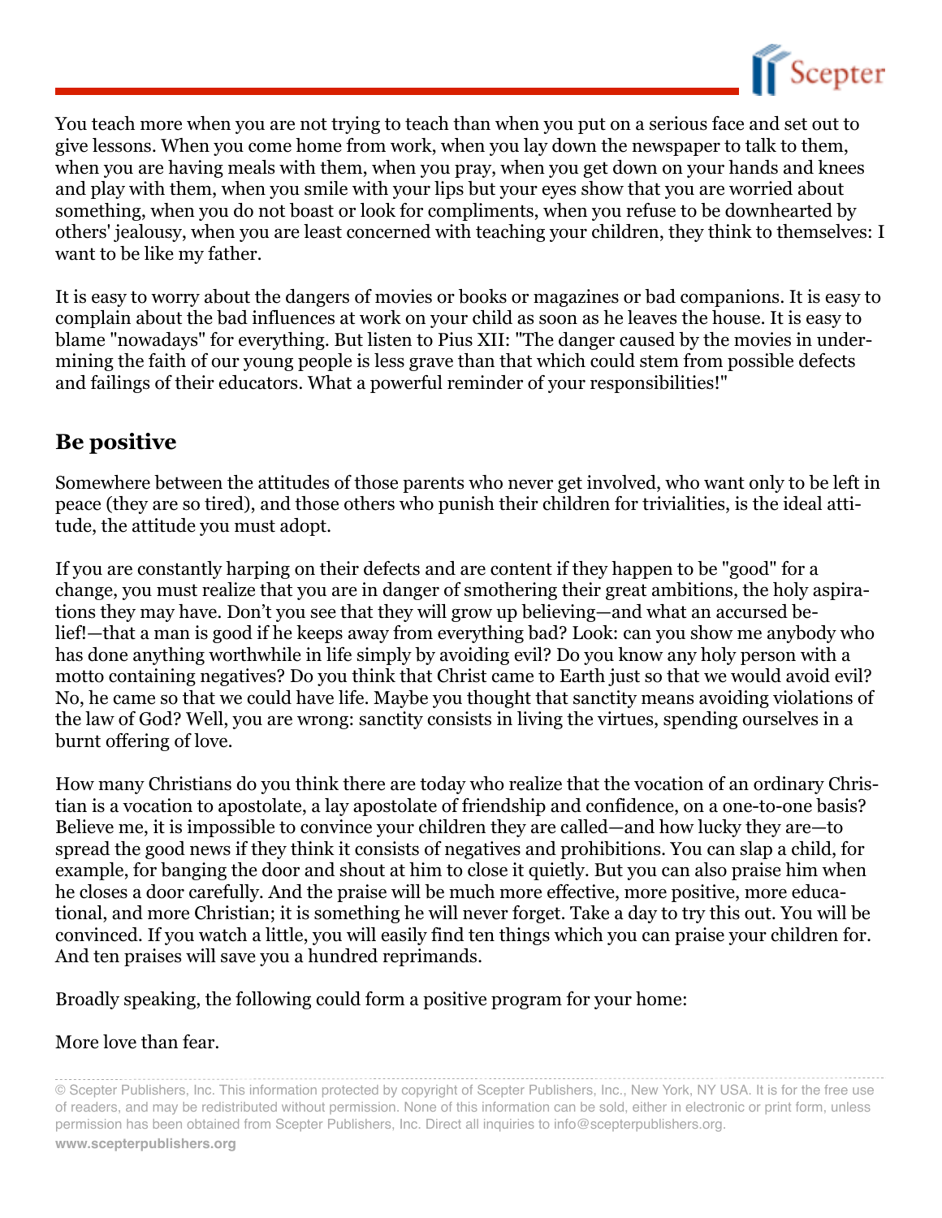You teach more when you are not trying to teach than when you put on a serious face and set out to give lessons. When you come home from work, when you lay down the newspaper to talk to them, when you are having meals with them, when you pray, when you get down on your hands and knees and play with them, when you smile with your lips but your eyes show that you are worried about something, when you do not boast or look for compliments, when you refuse to be downhearted by others' jealousy, when you are least concerned with teaching your children, they think to themselves: I want to be like my father.

It is easy to worry about the dangers of movies or books or magazines or bad companions. It is easy to complain about the bad influences at work on your child as soon as he leaves the house. It is easy to blame "nowadays" for everything. But listen to Pius XII: "The danger caused by the movies in undermining the faith of our young people is less grave than that which could stem from possible defects and failings of their educators. What a powerful reminder of your responsibilities!"

## Be positive

Somewhere between the attitudes of those parents who never get involved, who want only to be left in peace (they are so tired), and those others who punish their children for trivialities, is the ideal attitude, the attitude you must adopt.

If you are constantly harping on their defects and are content if they happen to be "good" for a change, you must realize that you are in danger of smothering their great ambitions, the holy aspirations they may have. Don't you see that they will grow up believing—and what an accursed belief!—that a man is good if he keeps away from everything bad? Look: can you show me anybody who has done anything worthwhile in life simply by avoiding evil? Do you know any holy person with a motto containing negatives? Do you think that Christ came to Earth just so that we would avoid evil? No, he came so that we could have life. Maybe you thought that sanctity means avoiding violations of the law of God? Well, you are wrong: sanctity consists in living the virtues, spending ourselves in a burnt offering of love.

How many Christians do you think there are today who realize that the vocation of an ordinary Christian is a vocation to apostolate, a lay apostolate of friendship and confidence, on a one-to-one basis? Believe me, it is impossible to convince your children they are called—and how lucky they are—to spread the good news if they think it consists of negatives and prohibitions. You can slap a child, for example, for banging the door and shout at him to close it quietly. But you can also praise him when he closes a door carefully. And the praise will be much more effective, more positive, more educational, and more Christian; it is something he will never forget. Take a day to try this out. You will be convinced. If you watch a little, you will easily find ten things which you can praise your children for. And ten praises will save you a hundred reprimands.

Broadly speaking, the following could form a positive program for your home:

More love than fear.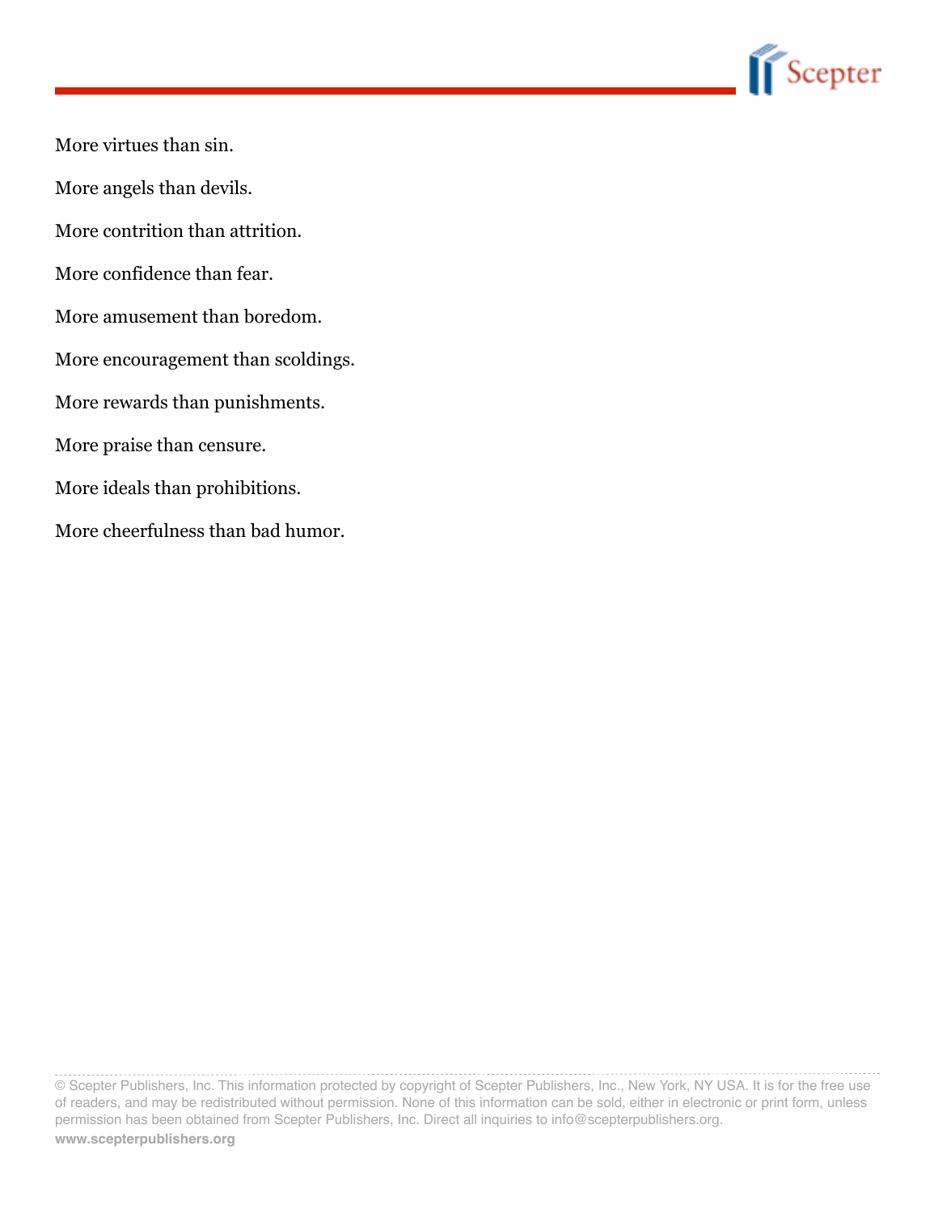More virtues than sin.

More angels than devils.

More contrition than attrition.

More confidence than fear.

More amusement than boredom.

More encouragement than scoldings.

More rewards than punishments.

More praise than censure.

More ideals than prohibitions.

More cheerfulness than bad humor.